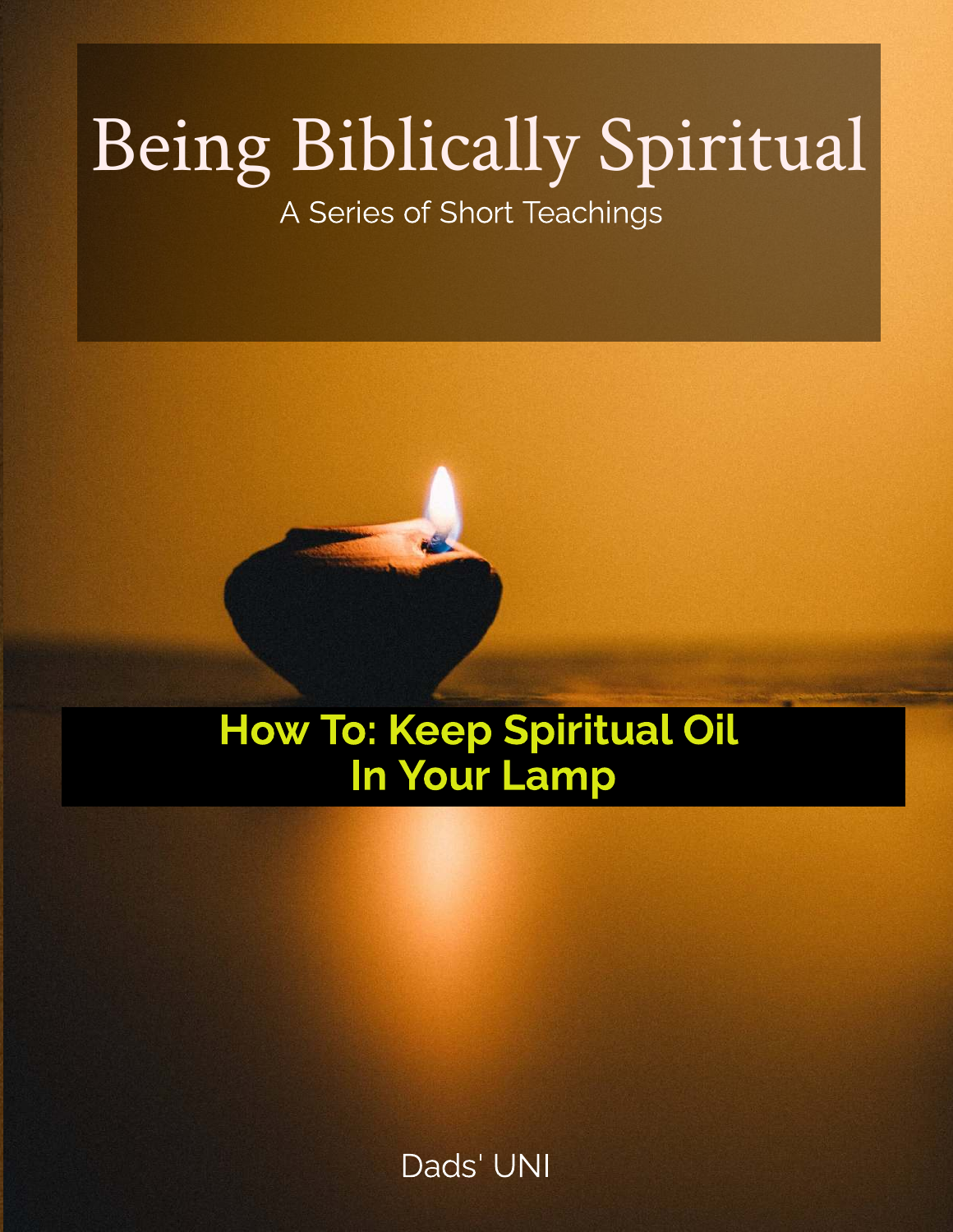# Being Biblically Spiritual

A Series of Short Teachings

## How To: Keep Spiritual Oil In Your Lamp

Dads' UNI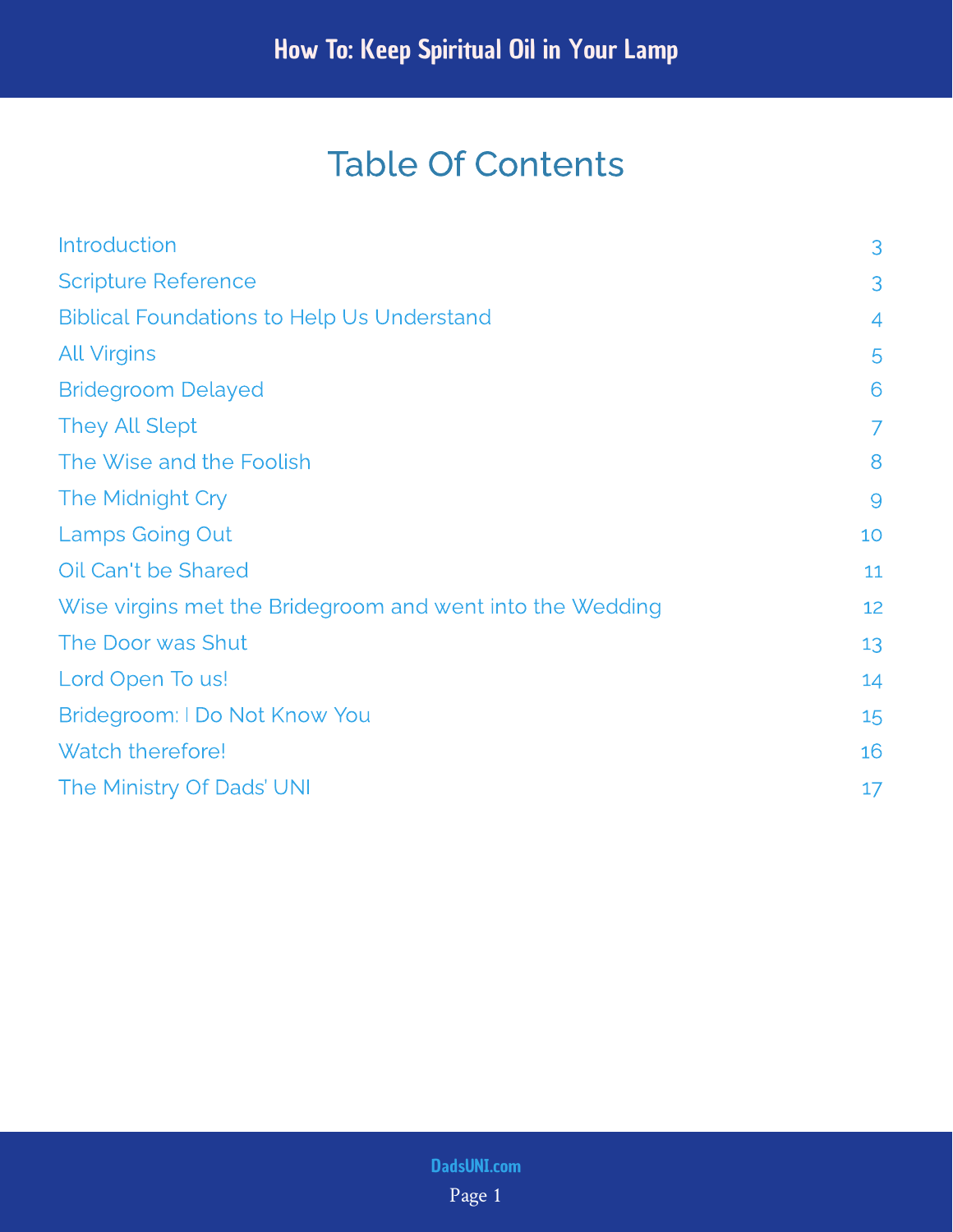# Table Of Contents

| | |
|---|---|
| Introduction | 3 |
| Scripture Reference | 3 |
| Biblical Foundations to Help Us Understand | 4 |
| All Virgins | 5 |
| Bridegroom Delayed | 6 |
| They All Slept | 7 |
| The Wise and the Foolish | 8 |
| The Midnight Cry | 9 |
| Lamps Going Out | 10 |
| Oil Can't be Shared | 11 |
| Wise virgins met the Bridegroom and went into the Wedding | 12 |
| The Door was Shut | 13 |
| Lord Open To us! | 14 |
| Bridegroom: I Do Not Know You | 15 |
| Watch therefore! | 16 |
| The Ministry Of Dads' UNI | 17 |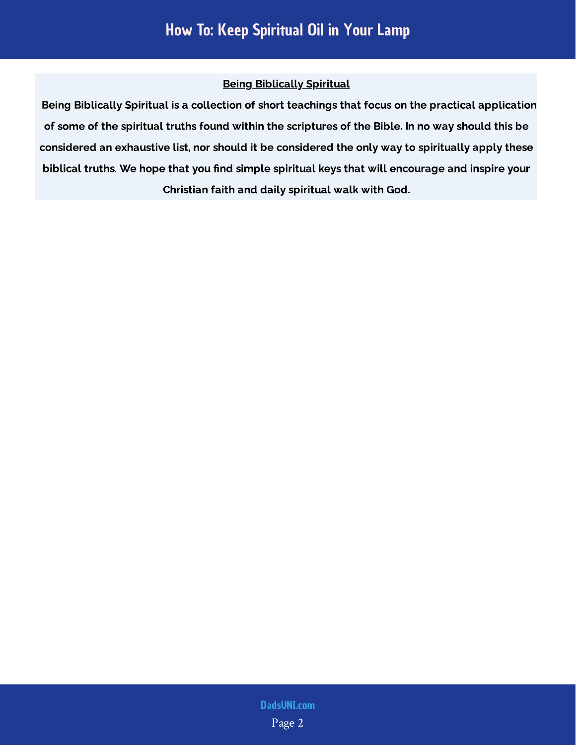**Being Biblically Spiritual**

**Being Biblically Spiritual is a collection of short teachings that focus on the practical application of some of the spiritual truths found within the scriptures of the Bible. In no way should this be considered an exhaustive list, nor should it be considered the only way to spiritually apply these biblical truths. We hope that you find simple spiritual keys that will encourage and inspire your Christian faith and daily spiritual walk with God.**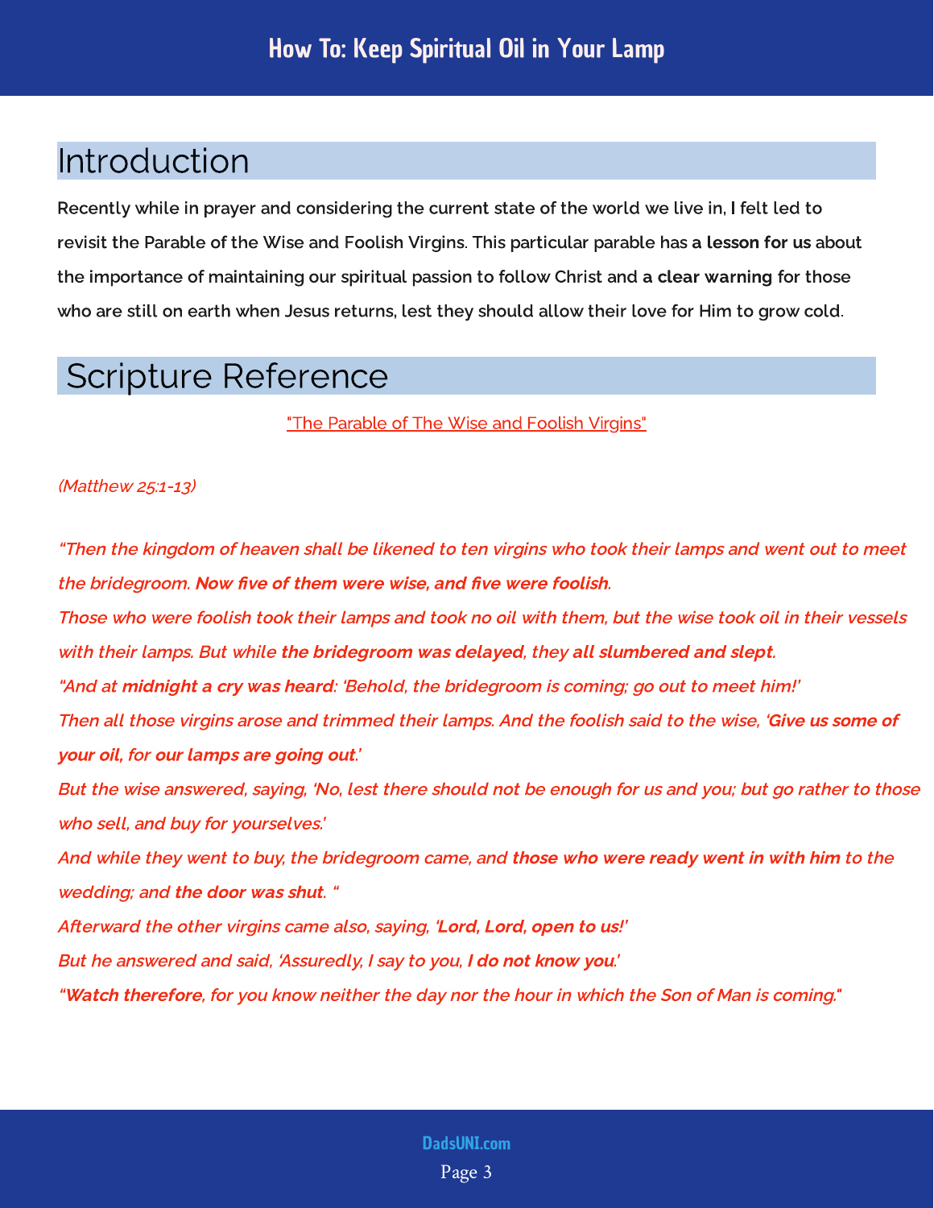# How To: Keep Spiritual Oil in Your Lamp

## Introduction

Recently while in prayer and considering the current state of the world we live in, I felt led to revisit the Parable of the Wise and Foolish Virgins. This particular parable has **a lesson for us** about the importance of maintaining our spiritual passion to follow Christ and **a clear warning** for those who are still on earth when Jesus returns, lest they should allow their love for Him to grow cold.

## Scripture Reference

"The Parable of The Wise and Foolish Virgins"

*(Matthew 25:1-13)*

*"Then the kingdom of heaven shall be likened to ten virgins who took their lamps and went out to meet the bridegroom. **Now five of them were wise, and five were foolish**.*
*Those who were foolish took their lamps and took no oil with them, but the wise took oil in their vessels with their lamps. But while **the bridegroom was delayed**, they **all slumbered and slept**.*
*"And at **midnight a cry was heard**: 'Behold, the bridegroom is coming; go out to meet him!'*
*Then all those virgins arose and trimmed their lamps. And the foolish said to the wise, '**Give us some of your oil**, for **our lamps are going out**.'*
*But the wise answered, saying, '**No**, lest there should not be enough for us and you; but go rather to those who sell, and buy for yourselves.'*
*And while they went to buy, the bridegroom came, and **those who were ready went in with him** to the wedding; and **the door was shut**. "*
*Afterward the other virgins came also, saying, '**Lord, Lord, open to us!**'*
*But he answered and said, 'Assuredly, I say to you, **I do not know you**.'*
*"**Watch therefore**, for you know neither the day nor the hour in which the Son of Man is coming."*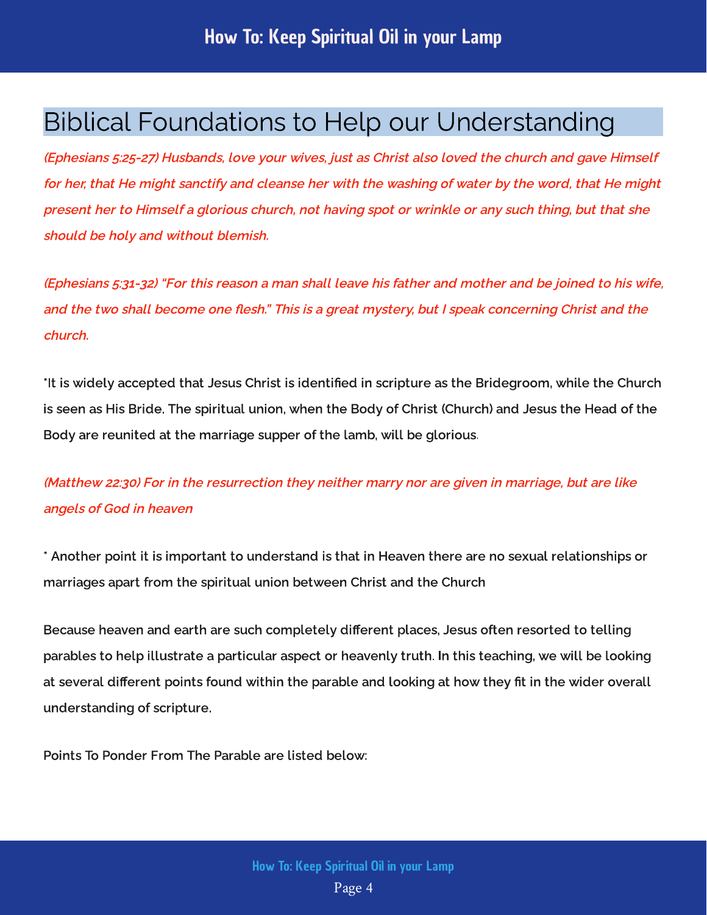## Biblical Foundations to Help our Understanding

***(Ephesians 5:25-27) Husbands, love your wives, just as Christ also loved the church and gave Himself for her, that He might sanctify and cleanse her with the washing of water by the word, that He might present her to Himself a glorious church, not having spot or wrinkle or any such thing, but that she should be holy and without blemish.***

***(Ephesians 5:31-32) "For this reason a man shall leave his father and mother and be joined to his wife, and the two shall become one flesh." This is a great mystery, but I speak concerning Christ and the church.***

**\*It is widely accepted that Jesus Christ is identified in scripture as the Bridegroom, while the Church is seen as His Bride. The spiritual union, when the Body of Christ (Church) and Jesus the Head of the Body are reunited at the marriage supper of the lamb, will be glorious.**

***(Matthew 22:30) For in the resurrection they neither marry nor are given in marriage, but are like angels of God in heaven***

**\* Another point it is important to understand is that in Heaven there are no sexual relationships or marriages apart from the spiritual union between Christ and the Church**

**Because heaven and earth are such completely different places, Jesus often resorted to telling parables to help illustrate a particular aspect or heavenly truth. In this teaching, we will be looking at several different points found within the parable and looking at how they fit in the wider overall understanding of scripture.**

**Points To Ponder From The Parable are listed below:**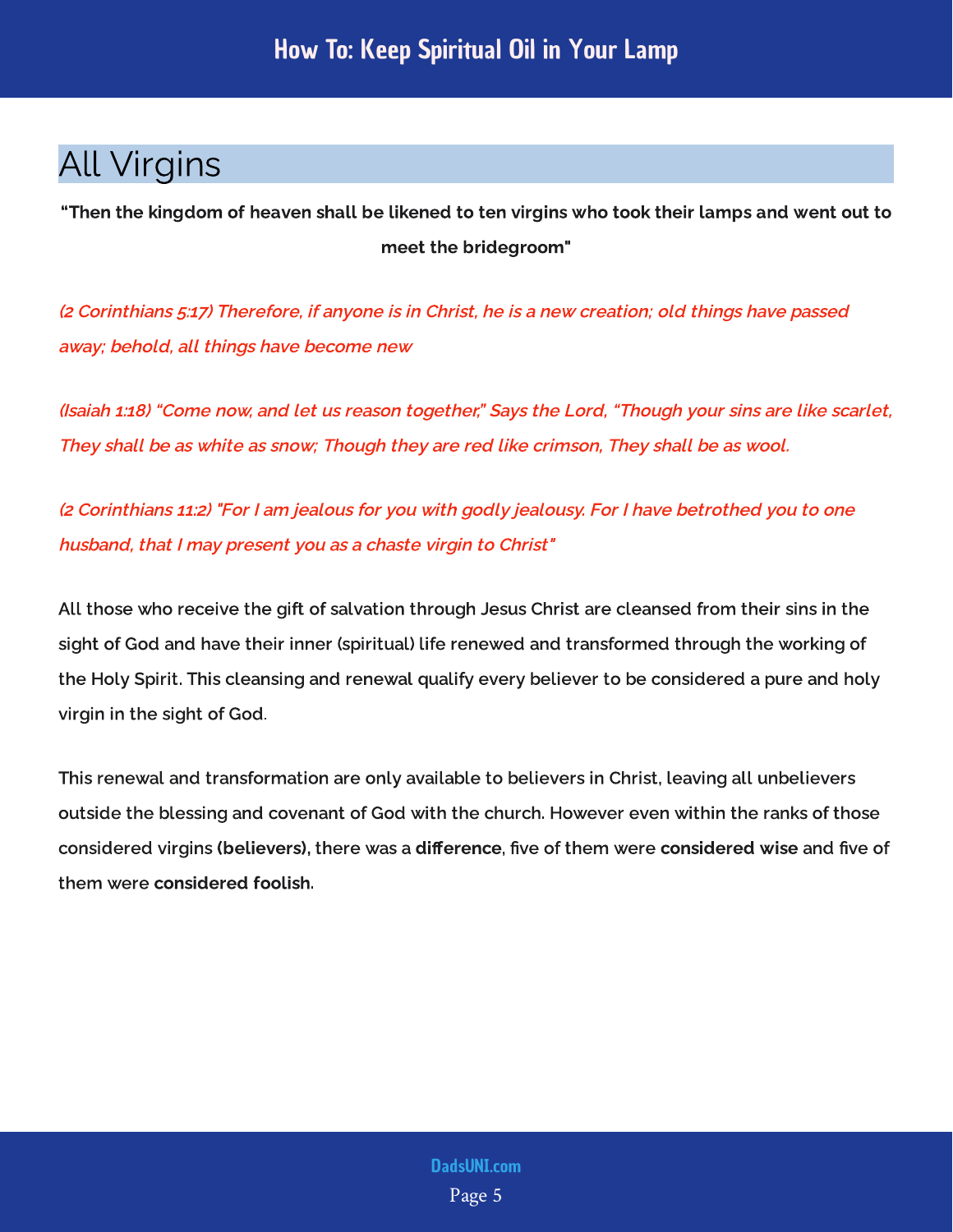## All Virgins

**"Then the kingdom of heaven shall be likened to ten virgins who took their lamps and went out to meet the bridegroom"**

***(2 Corinthians 5:17) Therefore, if anyone is in Christ, he is a new creation; old things have passed away; behold, all things have become new***

***(Isaiah 1:18) "Come now, and let us reason together," Says the Lord, "Though your sins are like scarlet, They shall be as white as snow; Though they are red like crimson, They shall be as wool.***

***(2 Corinthians 11:2) "For I am jealous for you with godly jealousy. For I have betrothed you to one husband, that I may present you as a chaste virgin to Christ"***

All those who receive the gift of salvation through Jesus Christ are cleansed from their sins in the sight of God and have their inner (spiritual) life renewed and transformed through the working of the Holy Spirit. This cleansing and renewal qualify every believer to be considered a pure and holy virgin in the sight of God.

This renewal and transformation are only available to believers in Christ, leaving all unbelievers outside the blessing and covenant of God with the church. However even within the ranks of those considered virgins **(believers)**, there was a **difference**, five of them were **considered wise** and five of them were **considered foolish**.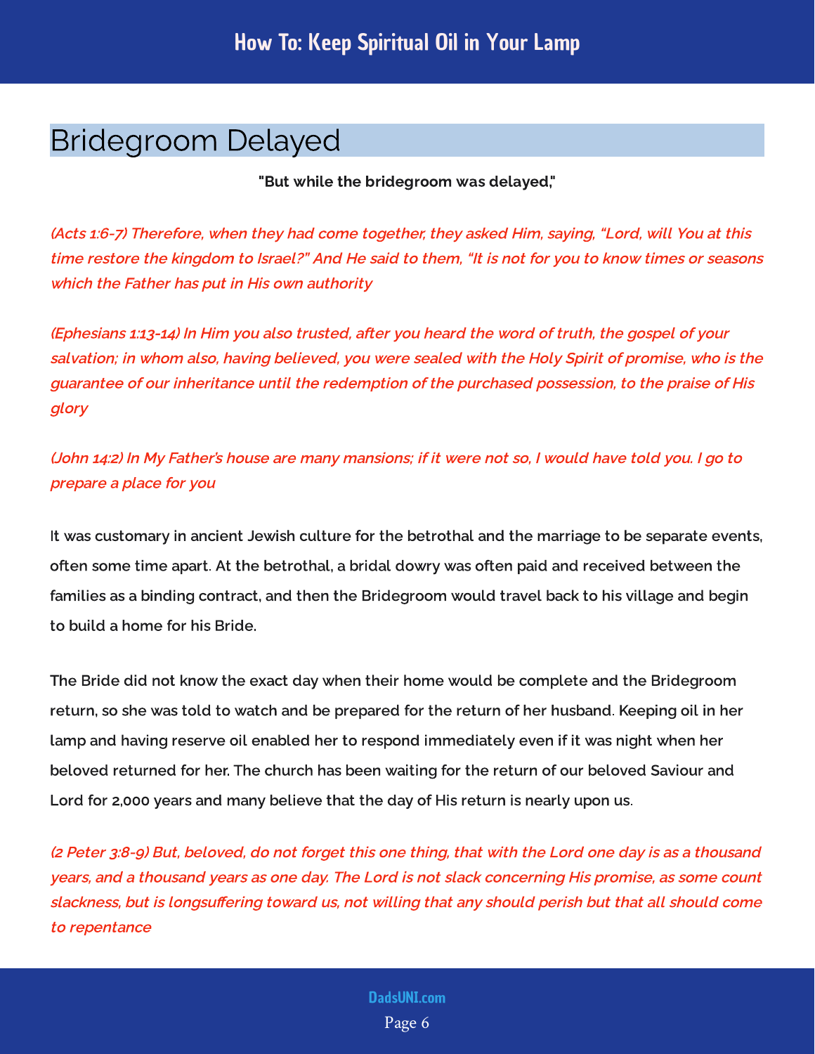## Bridegroom Delayed

**"But while the bridegroom was delayed,"**

***(Acts 1:6-7) Therefore, when they had come together, they asked Him, saying, "Lord, will You at this time restore the kingdom to Israel?" And He said to them, "It is not for you to know times or seasons which the Father has put in His own authority***

***(Ephesians 1:13-14) In Him you also trusted, after you heard the word of truth, the gospel of your salvation; in whom also, having believed, you were sealed with the Holy Spirit of promise, who is the guarantee of our inheritance until the redemption of the purchased possession, to the praise of His glory***

***(John 14:2) In My Father's house are many mansions; if it were not so, I would have told you. I go to prepare a place for you***

It was customary in ancient Jewish culture for the betrothal and the marriage to be separate events, often some time apart. At the betrothal, a bridal dowry was often paid and received between the families as a binding contract, and then the Bridegroom would travel back to his village and begin to build a home for his Bride.

The Bride did not know the exact day when their home would be complete and the Bridegroom return, so she was told to watch and be prepared for the return of her husband. Keeping oil in her lamp and having reserve oil enabled her to respond immediately even if it was night when her beloved returned for her. The church has been waiting for the return of our beloved Saviour and Lord for 2,000 years and many believe that the day of His return is nearly upon us.

***(2 Peter 3:8-9) But, beloved, do not forget this one thing, that with the Lord one day is as a thousand years, and a thousand years as one day. The Lord is not slack concerning His promise, as some count slackness, but is longsuffering toward us, not willing that any should perish but that all should come to repentance***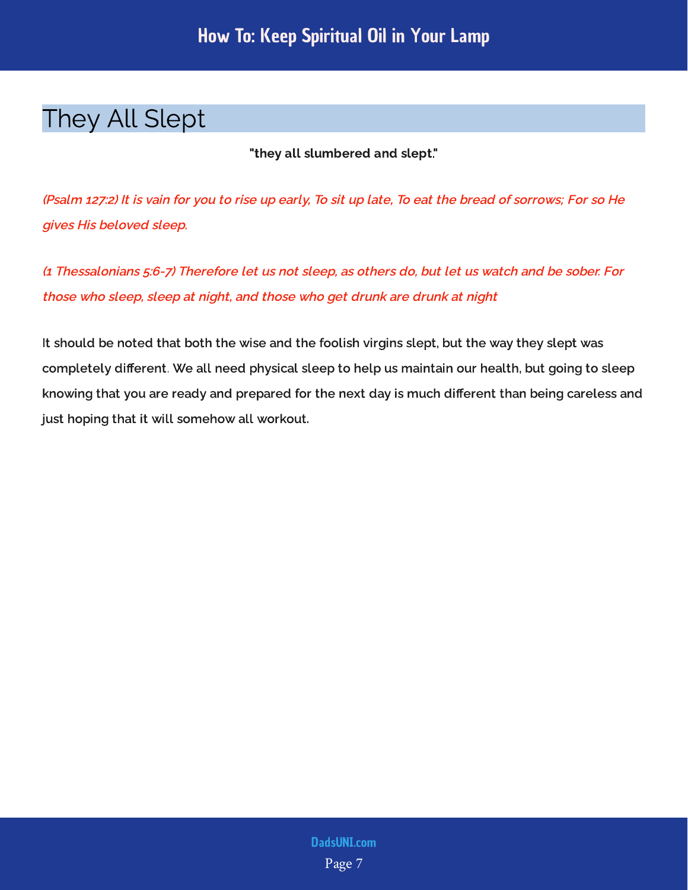## They All Slept

**"they all slumbered and slept."**

***(Psalm 127:2) It is vain for you to rise up early, To sit up late, To eat the bread of sorrows; For so He gives His beloved sleep.***

***(1 Thessalonians 5:6-7) Therefore let us not sleep, as others do, but let us watch and be sober. For those who sleep, sleep at night, and those who get drunk are drunk at night***

It should be noted that both the wise and the foolish virgins slept, but the way they slept was completely different. We all need physical sleep to help us maintain our health, but going to sleep knowing that you are ready and prepared for the next day is much different than being careless and just hoping that it will somehow all workout.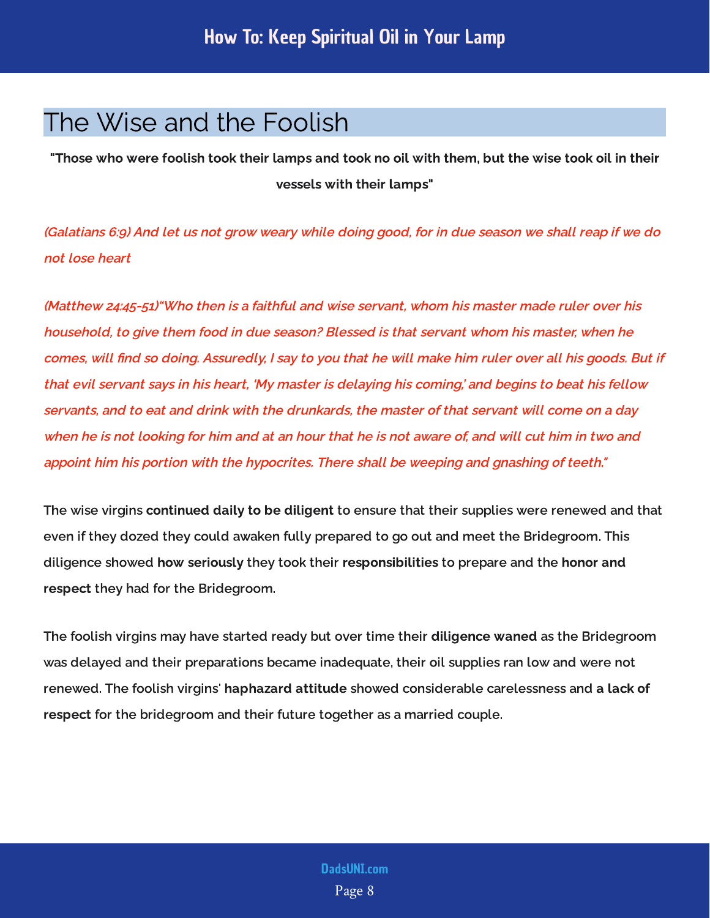## The Wise and the Foolish

**"Those who were foolish took their lamps and took no oil with them, but the wise took oil in their vessels with their lamps"**

***(Galatians 6:9) And let us not grow weary while doing good, for in due season we shall reap if we do not lose heart***

***(Matthew 24:45-51)"Who then is a faithful and wise servant, whom his master made ruler over his household, to give them food in due season? Blessed is that servant whom his master, when he comes, will find so doing. Assuredly, I say to you that he will make him ruler over all his goods. But if that evil servant says in his heart, 'My master is delaying his coming,' and begins to beat his fellow servants, and to eat and drink with the drunkards, the master of that servant will come on a day when he is not looking for him and at an hour that he is not aware of, and will cut him in two and appoint him his portion with the hypocrites. There shall be weeping and gnashing of teeth."***

The wise virgins **continued daily to be diligent** to ensure that their supplies were renewed and that even if they dozed they could awaken fully prepared to go out and meet the Bridegroom. This diligence showed **how seriously** they took their **responsibilities** to prepare and the **honor and respect** they had for the Bridegroom.

The foolish virgins may have started ready but over time their **diligence waned** as the Bridegroom was delayed and their preparations became inadequate, their oil supplies ran low and were not renewed. The foolish virgins' **haphazard attitude** showed considerable carelessness and **a lack of respect** for the bridegroom and their future together as a married couple.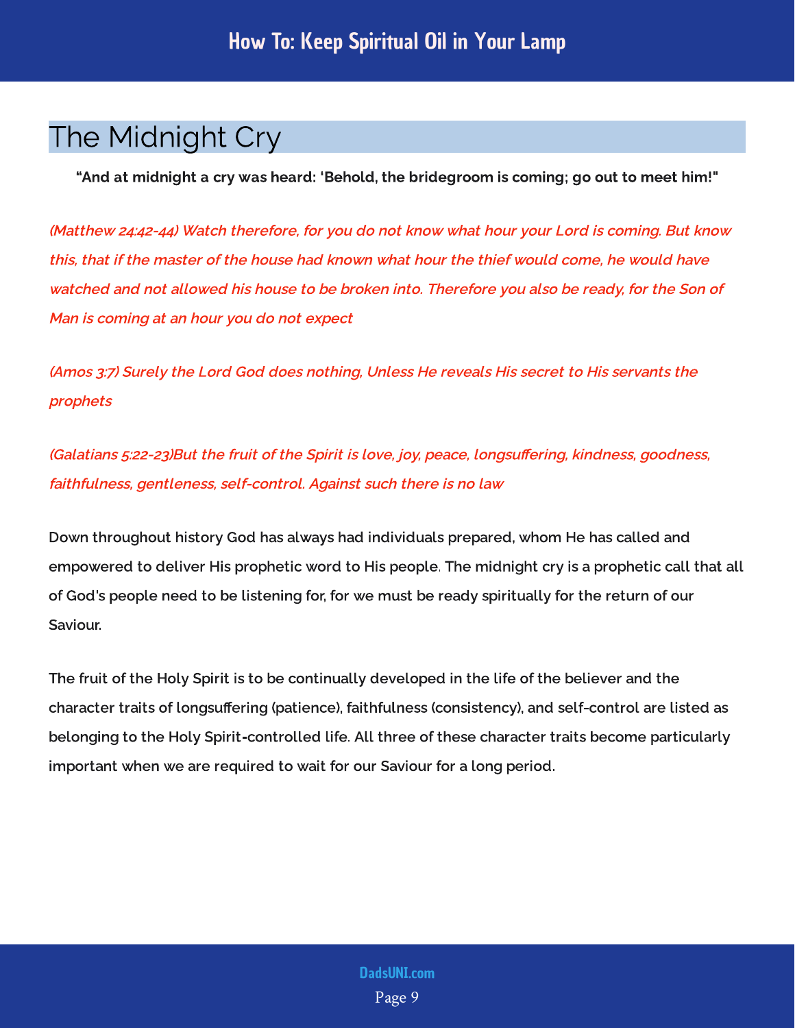## The Midnight Cry

**“And at midnight a cry was heard: 'Behold, the bridegroom is coming; go out to meet him!"**

*(Matthew 24:42-44) Watch therefore, for you do not know what hour your Lord is coming. But know this, that if the master of the house had known what hour the thief would come, he would have watched and not allowed his house to be broken into. Therefore you also be ready, for the Son of Man is coming at an hour you do not expect*

*(Amos 3:7) Surely the Lord God does nothing, Unless He reveals His secret to His servants the prophets*

*(Galatians 5:22-23)But the fruit of the Spirit is love, joy, peace, longsuffering, kindness, goodness, faithfulness, gentleness, self-control. Against such there is no law*

Down throughout history God has always had individuals prepared, whom He has called and empowered to deliver His prophetic word to His people. The midnight cry is a prophetic call that all of God's people need to be listening for, for we must be ready spiritually for the return of our Saviour.

The fruit of the Holy Spirit is to be continually developed in the life of the believer and the character traits of longsuffering (patience), faithfulness (consistency), and self-control are listed as belonging to the Holy Spirit-controlled life. All three of these character traits become particularly important when we are required to wait for our Saviour for a long period.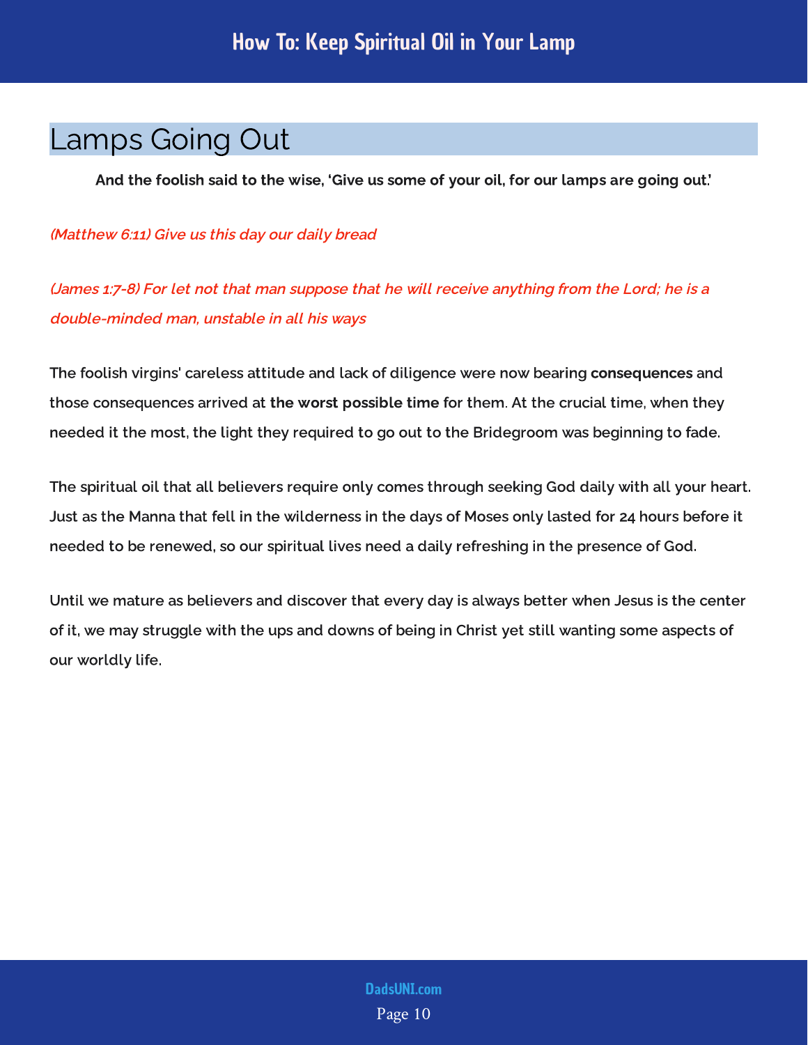## Lamps Going Out

**And the foolish said to the wise, 'Give us some of your oil, for our lamps are going out.'**

*(Matthew 6:11) Give us this day our daily bread*

*(James 1:7-8) For let not that man suppose that he will receive anything from the Lord; he is a double-minded man, unstable in all his ways*

The foolish virgins' careless attitude and lack of diligence were now bearing **consequences** and those consequences arrived at **the worst possible time** for them. At the crucial time, when they needed it the most, the light they required to go out to the Bridegroom was beginning to fade.

The spiritual oil that all believers require only comes through seeking God daily with all your heart. Just as the Manna that fell in the wilderness in the days of Moses only lasted for 24 hours before it needed to be renewed, so our spiritual lives need a daily refreshing in the presence of God.

Until we mature as believers and discover that every day is always better when Jesus is the center of it, we may struggle with the ups and downs of being in Christ yet still wanting some aspects of our worldly life.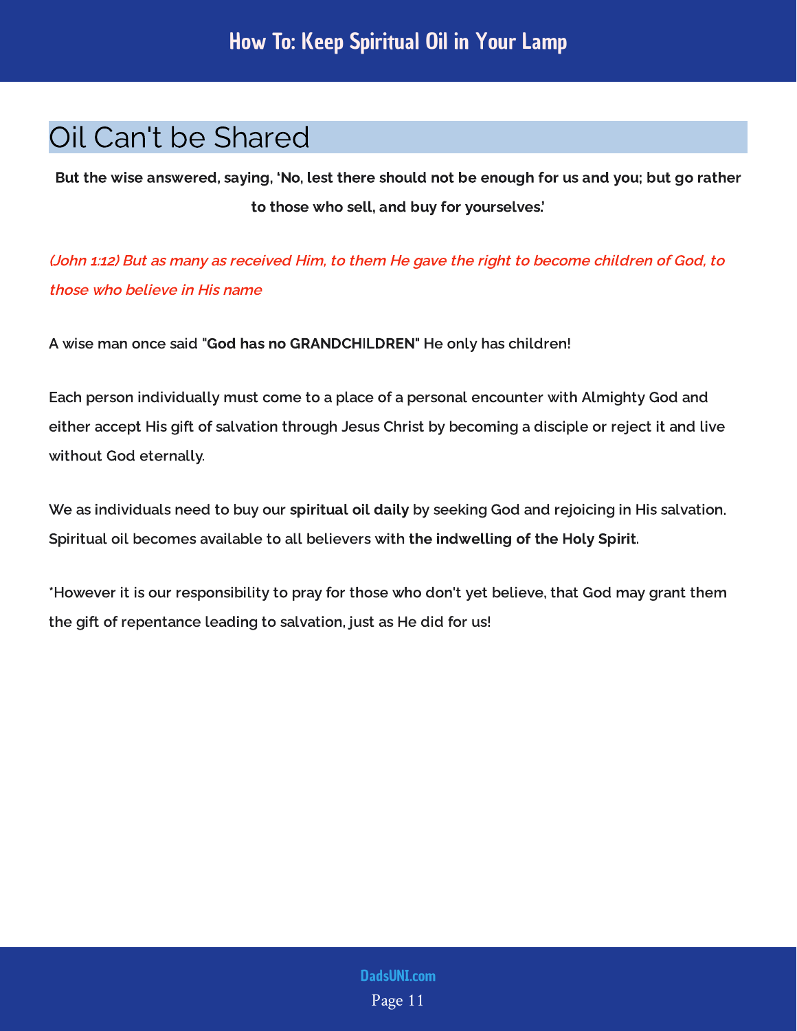## Oil Can't be Shared

**But the wise answered, saying, 'No, lest there should not be enough for us and you; but go rather to those who sell, and buy for yourselves.'**

*(John 1:12) But as many as received Him, to them He gave the right to become children of God, to those who believe in His name*

A wise man once said "**God has no GRANDCHILDREN**" He only has children!

Each person individually must come to a place of a personal encounter with Almighty God and either accept His gift of salvation through Jesus Christ by becoming a disciple or reject it and live without God eternally.

We as individuals need to buy our **spiritual oil daily** by seeking God and rejoicing in His salvation. Spiritual oil becomes available to all believers with **the indwelling of the Holy Spirit**.

*However it is our responsibility to pray for those who don't yet believe, that God may grant them the gift of repentance leading to salvation, just as He did for us!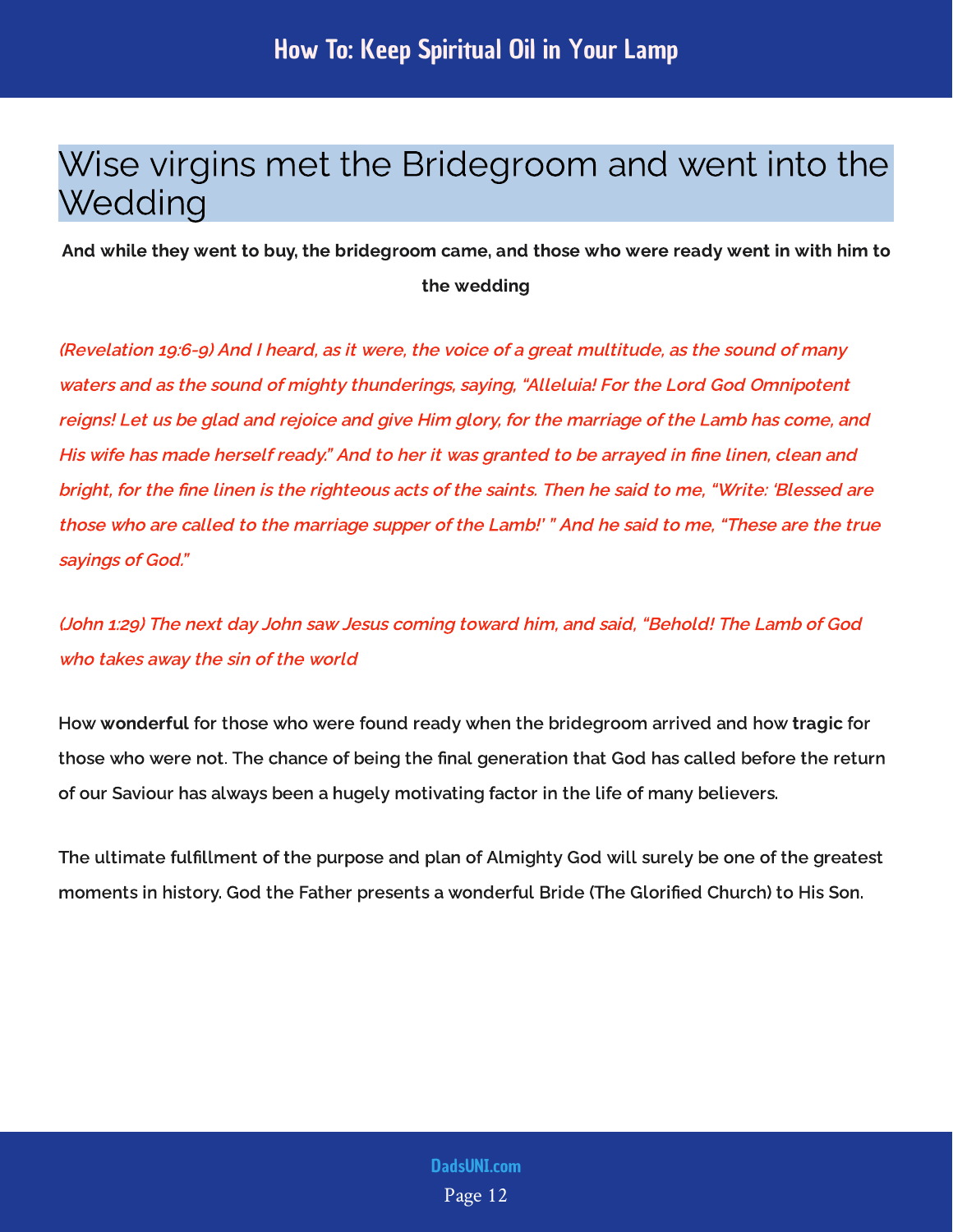## Wise virgins met the Bridegroom and went into the Wedding

**And while they went to buy, the bridegroom came, and those who were ready went in with him to the wedding**

*(Revelation 19:6-9) And I heard, as it were, the voice of a great multitude, as the sound of many waters and as the sound of mighty thunderings, saying, "Alleluia! For the Lord God Omnipotent reigns! Let us be glad and rejoice and give Him glory, for the marriage of the Lamb has come, and His wife has made herself ready." And to her it was granted to be arrayed in fine linen, clean and bright, for the fine linen is the righteous acts of the saints. Then he said to me, "Write: 'Blessed are those who are called to the marriage supper of the Lamb!' " And he said to me, "These are the true sayings of God."*

*(John 1:29) The next day John saw Jesus coming toward him, and said, "Behold! The Lamb of God who takes away the sin of the world*

How **wonderful** for those who were found ready when the bridegroom arrived and how **tragic** for those who were not. The chance of being the final generation that God has called before the return of our Saviour has always been a hugely motivating factor in the life of many believers.

The ultimate fulfillment of the purpose and plan of Almighty God will surely be one of the greatest moments in history. God the Father presents a wonderful Bride (The Glorified Church) to His Son.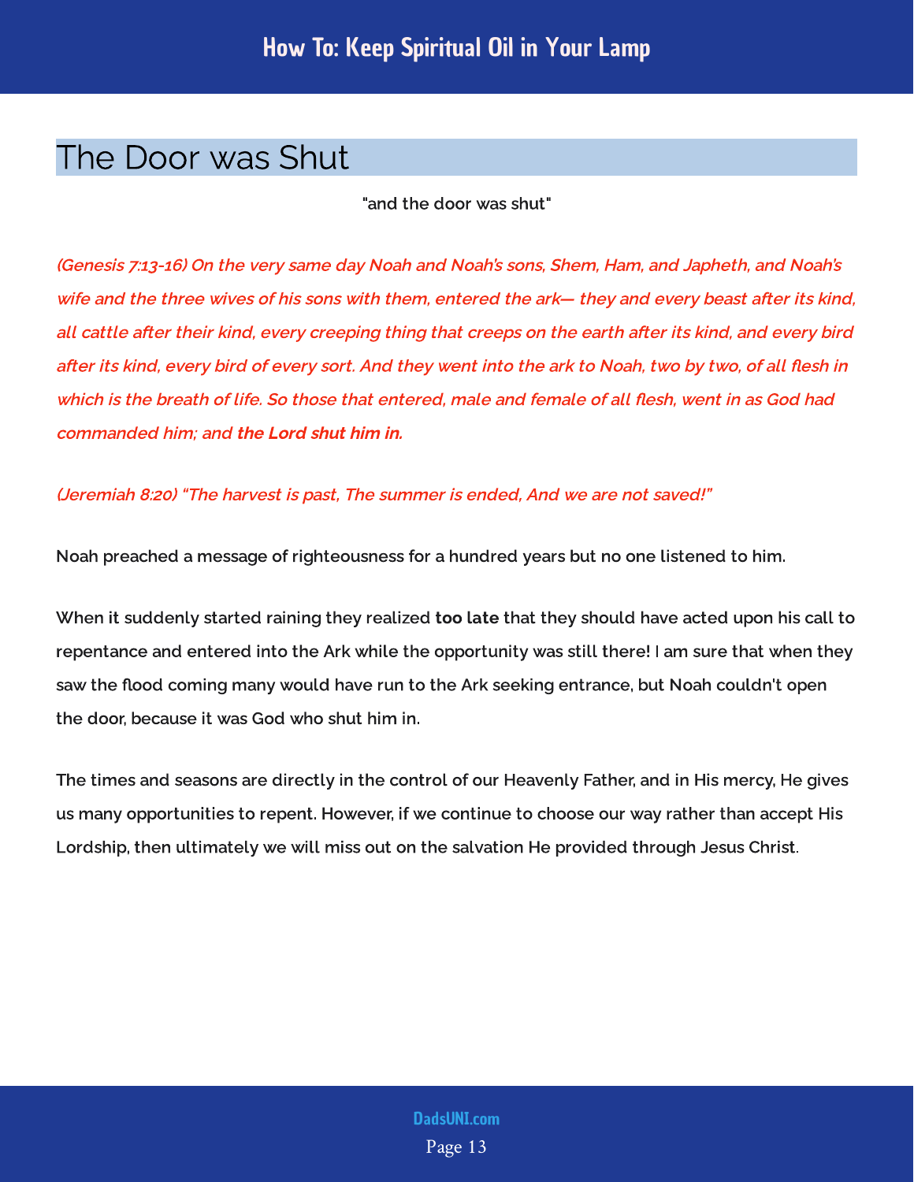## The Door was Shut

"and the door was shut"

*(Genesis 7:13-16) On the very same day Noah and Noah's sons, Shem, Ham, and Japheth, and Noah's wife and the three wives of his sons with them, entered the ark— they and every beast after its kind, all cattle after their kind, every creeping thing that creeps on the earth after its kind, and every bird after its kind, every bird of every sort. And they went into the ark to Noah, two by two, of all flesh in which is the breath of life. So those that entered, male and female of all flesh, went in as God had commanded him; and* ***the Lord shut him in.***

*(Jeremiah 8:20) "The harvest is past, The summer is ended, And we are not saved!"*

Noah preached a message of righteousness for a hundred years but no one listened to him.

When it suddenly started raining they realized **too late** that they should have acted upon his call to repentance and entered into the Ark while the opportunity was still there! I am sure that when they saw the flood coming many would have run to the Ark seeking entrance, but Noah couldn't open the door, because it was God who shut him in.

The times and seasons are directly in the control of our Heavenly Father, and in His mercy, He gives us many opportunities to repent. However, if we continue to choose our way rather than accept His Lordship, then ultimately we will miss out on the salvation He provided through Jesus Christ.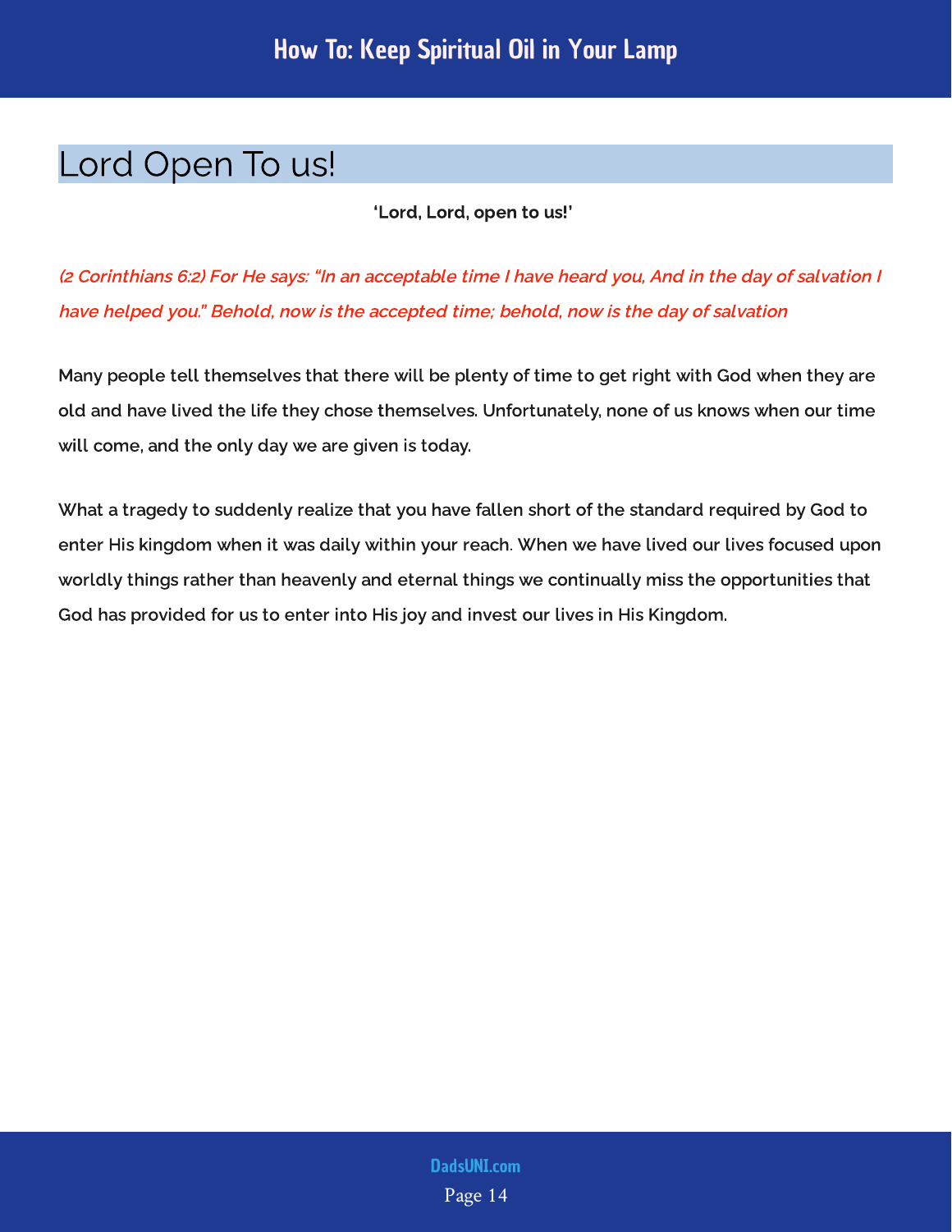## Lord Open To us!

**'Lord, Lord, open to us!'**

*(2 Corinthians 6:2) For He says: "In an acceptable time I have heard you, And in the day of salvation I have helped you." Behold, now is the accepted time; behold, now is the day of salvation*

Many people tell themselves that there will be plenty of time to get right with God when they are old and have lived the life they chose themselves. Unfortunately, none of us knows when our time will come, and the only day we are given is today.

What a tragedy to suddenly realize that you have fallen short of the standard required by God to enter His kingdom when it was daily within your reach. When we have lived our lives focused upon worldly things rather than heavenly and eternal things we continually miss the opportunities that God has provided for us to enter into His joy and invest our lives in His Kingdom.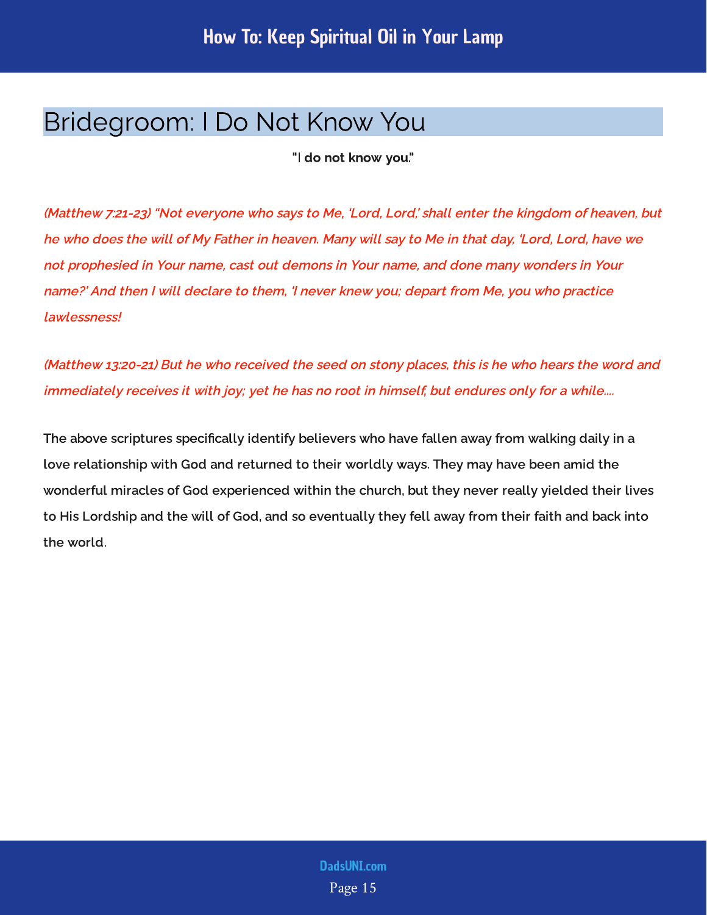## Bridegroom: I Do Not Know You

**"I do not know you."**

***(Matthew 7:21-23) "Not everyone who says to Me, 'Lord, Lord,' shall enter the kingdom of heaven, but he who does the will of My Father in heaven. Many will say to Me in that day, 'Lord, Lord, have we not prophesied in Your name, cast out demons in Your name, and done many wonders in Your name?' And then I will declare to them, 'I never knew you; depart from Me, you who practice lawlessness!***

***(Matthew 13:20-21) But he who received the seed on stony places, this is he who hears the word and immediately receives it with joy; yet he has no root in himself, but endures only for a while....***

The above scriptures specifically identify believers who have fallen away from walking daily in a love relationship with God and returned to their worldly ways. They may have been amid the wonderful miracles of God experienced within the church, but they never really yielded their lives to His Lordship and the will of God, and so eventually they fell away from their faith and back into the world.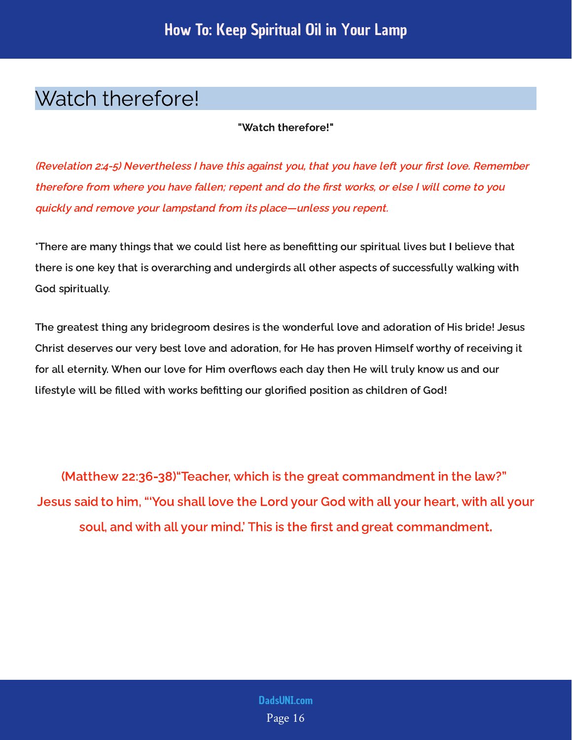## Watch therefore!

**"Watch therefore!"**

*(Revelation 2:4-5) Nevertheless I have this against you, that you have left your first love. Remember therefore from where you have fallen; repent and do the first works, or else I will come to you quickly and remove your lampstand from its place—unless you repent.*

*There are many things that we could list here as benefitting our spiritual lives but I believe that there is one key that is overarching and undergirds all other aspects of successfully walking with God spiritually.

The greatest thing any bridegroom desires is the wonderful love and adoration of His bride! Jesus Christ deserves our very best love and adoration, for He has proven Himself worthy of receiving it for all eternity. When our love for Him overflows each day then He will truly know us and our lifestyle will be filled with works befitting our glorified position as children of God!

(Matthew 22:36-38)"Teacher, which is the great commandment in the law?" Jesus said to him, "'You shall love the Lord your God with all your heart, with all your soul, and with all your mind.' This is the first and great commandment.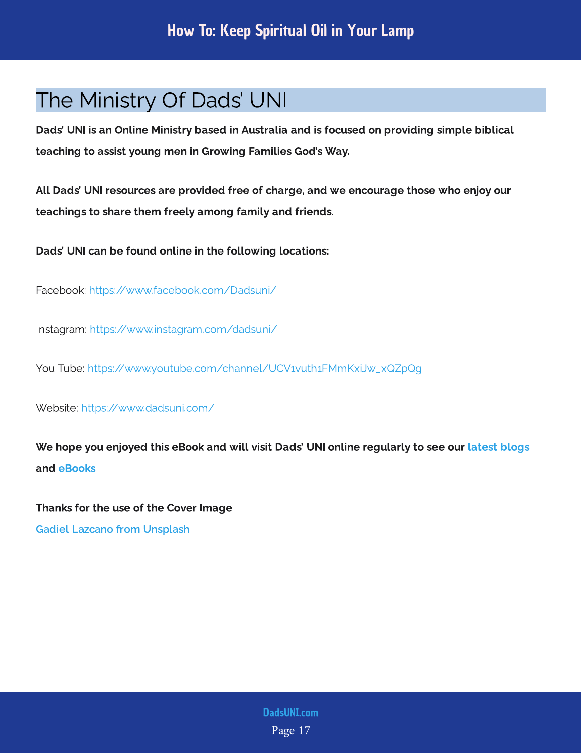# The Ministry Of Dads' UNI

**Dads' UNI is an Online Ministry based in Australia and is focused on providing simple biblical teaching to assist young men in Growing Families God's Way.**

**All Dads' UNI resources are provided free of charge, and we encourage those who enjoy our teachings to share them freely among family and friends.**

**Dads' UNI can be found online in the following locations:**

Facebook: https://www.facebook.com/Dadsuni/

Instagram: https://www.instagram.com/dadsuni/

You Tube: https://www.youtube.com/channel/UCV1vuth1FMmKxiJw_xQZpQg

Website: https://www.dadsuni.com/

**We hope you enjoyed this eBook and will visit Dads' UNI online regularly to see our latest blogs and eBooks**

**Thanks for the use of the Cover Image**

**Gadiel Lazcano from Unsplash**